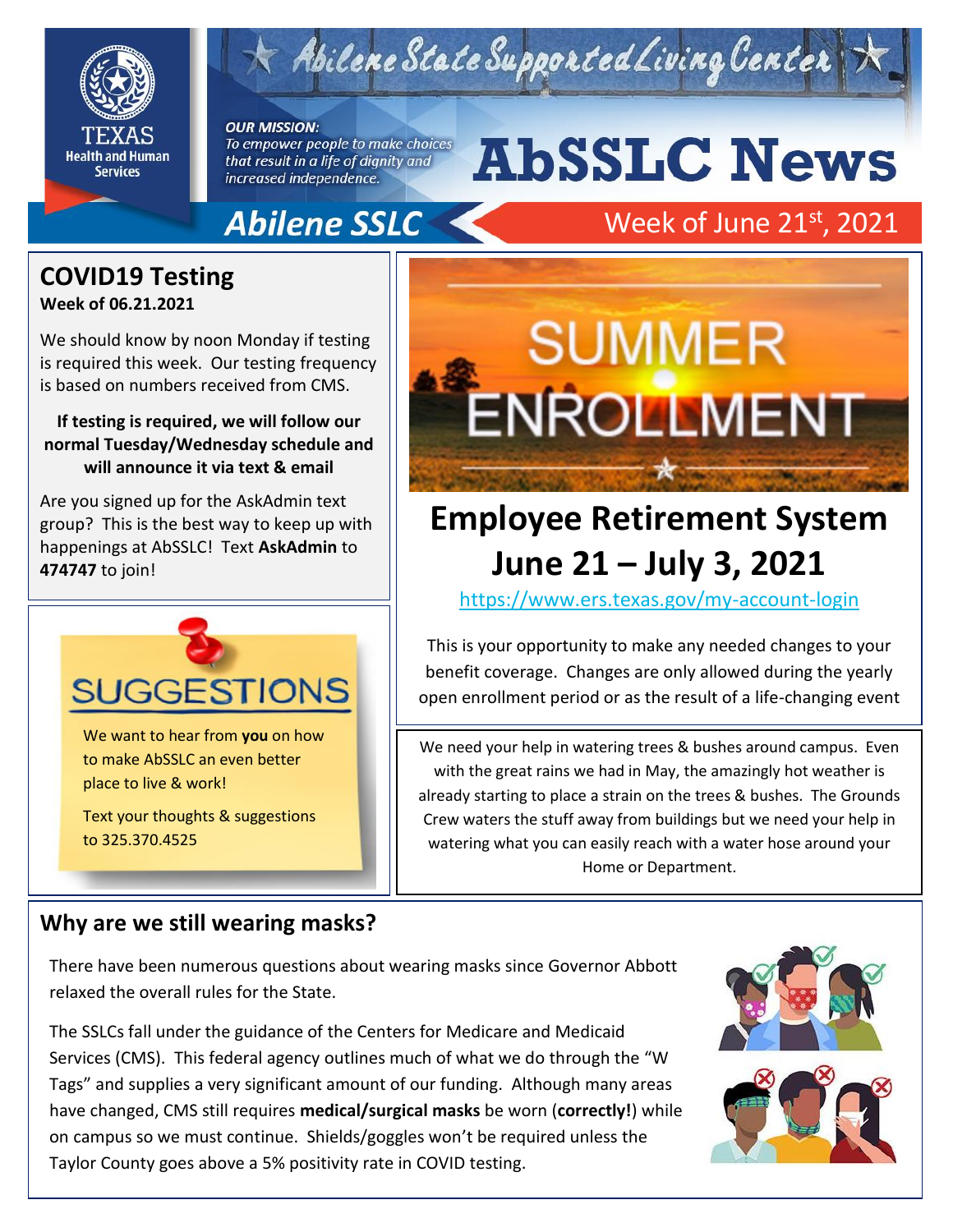# AbSSLC News

Abilene State Supported Living Center

Texas Health and Human Services

***OUR MISSION:***
*To empower people to make choices that result in a life of dignity and increased independence.*

**Abilene SSLC** — Week of June 21st, 2021

## COVID19 Testing

**Week of 06.21.2021**

We should know by noon Monday if testing is required this week. Our testing frequency is based on numbers received from CMS.

**If testing is required, we will follow our normal Tuesday/Wednesday schedule and will announce it via text & email**

Are you signed up for the AskAdmin text group? This is the best way to keep up with happenings at AbSSLC! Text **AskAdmin** to **474747** to join!

## SUGGESTIONS

We want to hear from **you** on how to make AbSSLC an even better place to live & work!

Text your thoughts & suggestions to 325.370.4525

## SUMMER ENROLLMENT

## Employee Retirement System June 21 – July 3, 2021

https://www.ers.texas.gov/my-account-login

This is your opportunity to make any needed changes to your benefit coverage. Changes are only allowed during the yearly open enrollment period or as the result of a life-changing event

We need your help in watering trees & bushes around campus. Even with the great rains we had in May, the amazingly hot weather is already starting to place a strain on the trees & bushes. The Grounds Crew waters the stuff away from buildings but we need your help in watering what you can easily reach with a water hose around your Home or Department.

## Why are we still wearing masks?

There have been numerous questions about wearing masks since Governor Abbott relaxed the overall rules for the State.

The SSLCs fall under the guidance of the Centers for Medicare and Medicaid Services (CMS). This federal agency outlines much of what we do through the "W Tags" and supplies a very significant amount of our funding. Although many areas have changed, CMS still requires **medical/surgical masks** be worn (**correctly!**) while on campus so we must continue. Shields/goggles won't be required unless the Taylor County goes above a 5% positivity rate in COVID testing.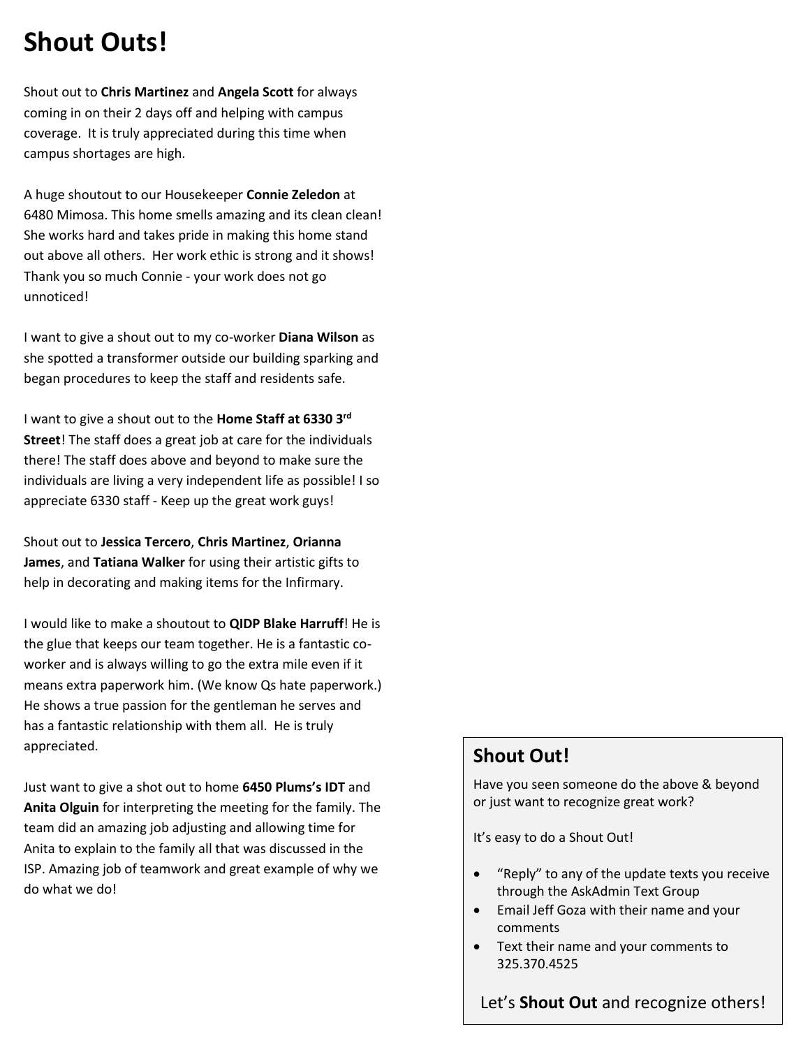# Shout Outs!

Shout out to **Chris Martinez** and **Angela Scott** for always coming in on their 2 days off and helping with campus coverage. It is truly appreciated during this time when campus shortages are high.

A huge shoutout to our Housekeeper **Connie Zeledon** at 6480 Mimosa. This home smells amazing and its clean clean! She works hard and takes pride in making this home stand out above all others. Her work ethic is strong and it shows! Thank you so much Connie - your work does not go unnoticed!

I want to give a shout out to my co-worker **Diana Wilson** as she spotted a transformer outside our building sparking and began procedures to keep the staff and residents safe.

I want to give a shout out to the **Home Staff at 6330 3rd Street**! The staff does a great job at care for the individuals there! The staff does above and beyond to make sure the individuals are living a very independent life as possible! I so appreciate 6330 staff - Keep up the great work guys!

Shout out to **Jessica Tercero**, **Chris Martinez**, **Orianna James**, and **Tatiana Walker** for using their artistic gifts to help in decorating and making items for the Infirmary.

I would like to make a shoutout to **QIDP Blake Harruff**! He is the glue that keeps our team together. He is a fantastic co-worker and is always willing to go the extra mile even if it means extra paperwork him. (We know Qs hate paperwork.) He shows a true passion for the gentleman he serves and has a fantastic relationship with them all. He is truly appreciated.

Just want to give a shot out to home **6450 Plums's IDT** and **Anita Olguin** for interpreting the meeting for the family. The team did an amazing job adjusting and allowing time for Anita to explain to the family all that was discussed in the ISP. Amazing job of teamwork and great example of why we do what we do!

## Shout Out!

Have you seen someone do the above & beyond or just want to recognize great work?

It's easy to do a Shout Out!

- "Reply" to any of the update texts you receive through the AskAdmin Text Group
- Email Jeff Goza with their name and your comments
- Text their name and your comments to 325.370.4525

Let's **Shout Out** and recognize others!